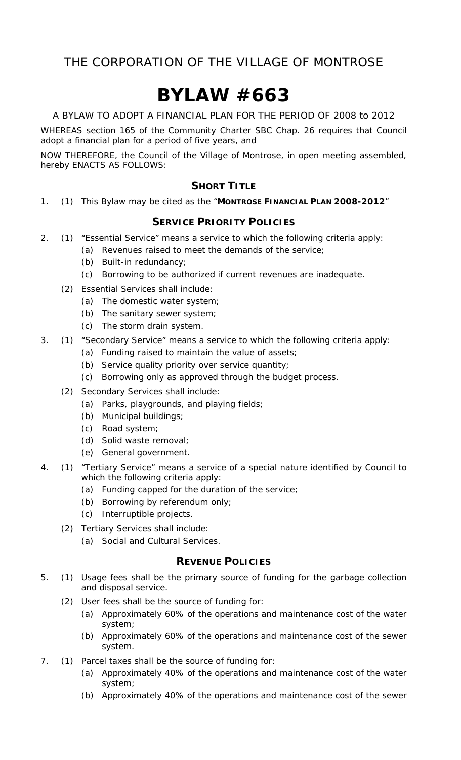# THE CORPORATION OF THE VILLAGE OF MONTROSE

# BYLAW #663

A BYLAW TO ADOPT A FINANCIAL PLAN FOR THE PERIOD OF 2008 to 2012

WHEREAS section 165 of the Community Charter SBC Chap. 26 requires that Council adopt a financial plan for a period of five years, and

NOW THEREFORE, the Council of the Village of Montrose, in open meeting assembled, hereby ENACTS AS FOLLOWS:

## SHORT TITLE

1. (1) This Bylaw may be cited as the "**MONTROSE FINANCIAL PLAN 2008-2012**"

## SERVICE PRIORITY POLICIES

2. (1) "Essential Service" means a service to which the following criteria apply:
   - (a) Revenues raised to meet the demands of the service;
   - (b) Built-in redundancy;
   - (c) Borrowing to be authorized if current revenues are inadequate.

   (2) Essential Services shall include:
   - (a) The domestic water system;
   - (b) The sanitary sewer system;
   - (c) The storm drain system.

3. (1) "Secondary Service" means a service to which the following criteria apply:
   - (a) Funding raised to maintain the value of assets;
   - (b) Service quality priority over service quantity;
   - (c) Borrowing only as approved through the budget process.

   (2) Secondary Services shall include:
   - (a) Parks, playgrounds, and playing fields;
   - (b) Municipal buildings;
   - (c) Road system;
   - (d) Solid waste removal;
   - (e) General government.

4. (1) "Tertiary Service" means a service of a special nature identified by Council to which the following criteria apply:
   - (a) Funding capped for the duration of the service;
   - (b) Borrowing by referendum only;
   - (c) Interruptible projects.

   (2) Tertiary Services shall include:
   - (a) Social and Cultural Services.

## REVENUE POLICIES

5. (1) Usage fees shall be the primary source of funding for the garbage collection and disposal service.

   (2) User fees shall be the source of funding for:
   - (a) Approximately 60% of the operations and maintenance cost of the water system;
   - (b) Approximately 60% of the operations and maintenance cost of the sewer system.

7. (1) Parcel taxes shall be the source of funding for:
   - (a) Approximately 40% of the operations and maintenance cost of the water system;
   - (b) Approximately 40% of the operations and maintenance cost of the sewer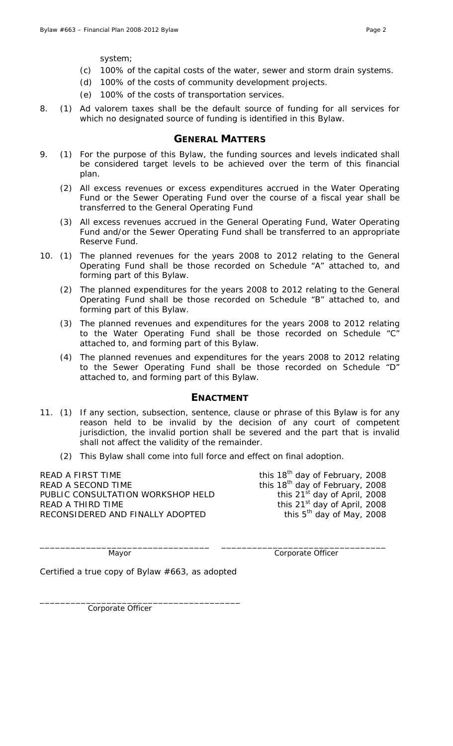system;

(c) 100% of the capital costs of the water, sewer and storm drain systems.

(d) 100% of the costs of community development projects.

(e) 100% of the costs of transportation services.

8. (1) Ad valorem taxes shall be the default source of funding for all services for which no designated source of funding is identified in this Bylaw.

## GENERAL MATTERS

9. (1) For the purpose of this Bylaw, the funding sources and levels indicated shall be considered target levels to be achieved over the term of this financial plan.

   (2) All excess revenues or excess expenditures accrued in the Water Operating Fund or the Sewer Operating Fund over the course of a fiscal year shall be transferred to the General Operating Fund

   (3) All excess revenues accrued in the General Operating Fund, Water Operating Fund and/or the Sewer Operating Fund shall be transferred to an appropriate Reserve Fund.

10. (1) The planned revenues for the years 2008 to 2012 relating to the General Operating Fund shall be those recorded on Schedule "A" attached to, and forming part of this Bylaw.

    (2) The planned expenditures for the years 2008 to 2012 relating to the General Operating Fund shall be those recorded on Schedule "B" attached to, and forming part of this Bylaw.

    (3) The planned revenues and expenditures for the years 2008 to 2012 relating to the Water Operating Fund shall be those recorded on Schedule "C" attached to, and forming part of this Bylaw.

    (4) The planned revenues and expenditures for the years 2008 to 2012 relating to the Sewer Operating Fund shall be those recorded on Schedule "D" attached to, and forming part of this Bylaw.

## ENACTMENT

11. (1) If any section, subsection, sentence, clause or phrase of this Bylaw is for any reason held to be invalid by the decision of any court of competent jurisdiction, the invalid portion shall be severed and the part that is invalid shall not affect the validity of the remainder.

    (2) This Bylaw shall come into full force and effect on final adoption.

READ A FIRST TIME this 18th day of February, 2008
READ A SECOND TIME this 18th day of February, 2008
PUBLIC CONSULTATION WORKSHOP HELD this 21st day of April, 2008
READ A THIRD TIME this 21st day of April, 2008
RECONSIDERED AND FINALLY ADOPTED this 5th day of May, 2008

_______________________________ _______________________________
Mayor Corporate Officer

Certified a true copy of Bylaw #663, as adopted

_______________________________
Corporate Officer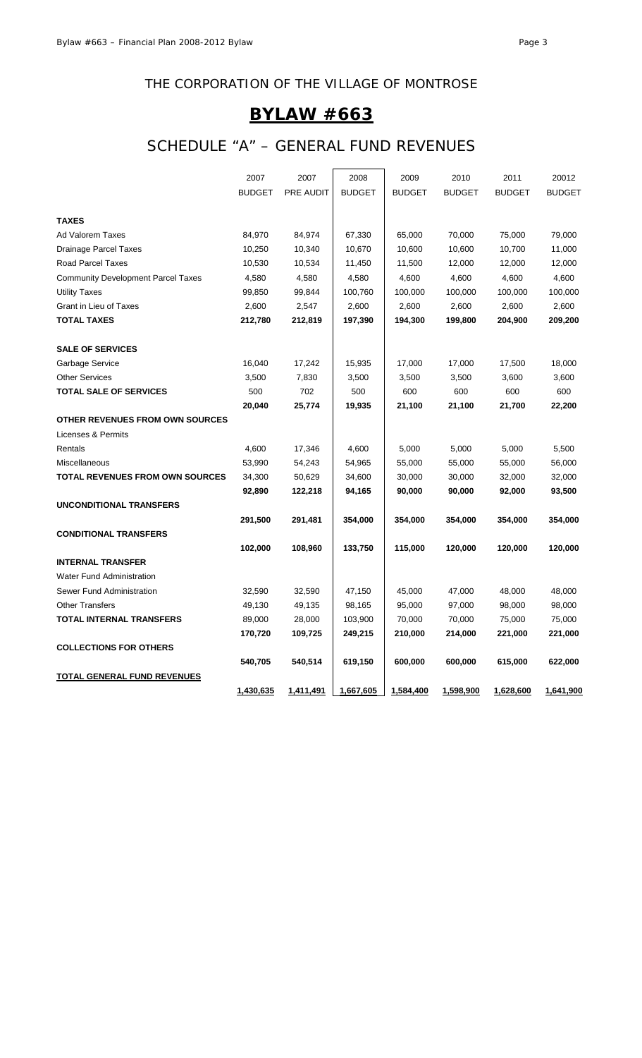## THE CORPORATION OF THE VILLAGE OF MONTROSE

# BYLAW #663

## SCHEDULE "A" – GENERAL FUND REVENUES

| | 2007 BUDGET | 2007 PRE AUDIT | 2008 BUDGET | 2009 BUDGET | 2010 BUDGET | 2011 BUDGET | 20012 BUDGET |
|---|---|---|---|---|---|---|---|
| **TAXES** | | | | | | | |
| Ad Valorem Taxes | 84,970 | 84,974 | 67,330 | 65,000 | 70,000 | 75,000 | 79,000 |
| Drainage Parcel Taxes | 10,250 | 10,340 | 10,670 | 10,600 | 10,600 | 10,700 | 11,000 |
| Road Parcel Taxes | 10,530 | 10,534 | 11,450 | 11,500 | 12,000 | 12,000 | 12,000 |
| Community Development Parcel Taxes | 4,580 | 4,580 | 4,580 | 4,600 | 4,600 | 4,600 | 4,600 |
| Utility Taxes | 99,850 | 99,844 | 100,760 | 100,000 | 100,000 | 100,000 | 100,000 |
| Grant in Lieu of Taxes | 2,600 | 2,547 | 2,600 | 2,600 | 2,600 | 2,600 | 2,600 |
| **TOTAL TAXES** | **212,780** | **212,819** | **197,390** | **194,300** | **199,800** | **204,900** | **209,200** |
| **SALE OF SERVICES** | | | | | | | |
| Garbage Service | 16,040 | 17,242 | 15,935 | 17,000 | 17,000 | 17,500 | 18,000 |
| Other Services | 3,500 | 7,830 | 3,500 | 3,500 | 3,500 | 3,600 | 3,600 |
| **TOTAL SALE OF SERVICES** | 500 | 702 | 500 | 600 | 600 | 600 | 600 |
| | **20,040** | **25,774** | **19,935** | **21,100** | **21,100** | **21,700** | **22,200** |
| **OTHER REVENUES FROM OWN SOURCES** | | | | | | | |
| Licenses & Permits | | | | | | | |
| Rentals | 4,600 | 17,346 | 4,600 | 5,000 | 5,000 | 5,000 | 5,500 |
| Miscellaneous | 53,990 | 54,243 | 54,965 | 55,000 | 55,000 | 55,000 | 56,000 |
| **TOTAL REVENUES FROM OWN SOURCES** | 34,300 | 50,629 | 34,600 | 30,000 | 30,000 | 32,000 | 32,000 |
| | **92,890** | **122,218** | **94,165** | **90,000** | **90,000** | **92,000** | **93,500** |
| **UNCONDITIONAL TRANSFERS** | | | | | | | |
| | **291,500** | **291,481** | **354,000** | **354,000** | **354,000** | **354,000** | **354,000** |
| **CONDITIONAL TRANSFERS** | | | | | | | |
| | **102,000** | **108,960** | **133,750** | **115,000** | **120,000** | **120,000** | **120,000** |
| **INTERNAL TRANSFER** | | | | | | | |
| Water Fund Administration | | | | | | | |
| Sewer Fund Administration | 32,590 | 32,590 | 47,150 | 45,000 | 47,000 | 48,000 | 48,000 |
| Other Transfers | 49,130 | 49,135 | 98,165 | 95,000 | 97,000 | 98,000 | 98,000 |
| **TOTAL INTERNAL TRANSFERS** | 89,000 | 28,000 | 103,900 | 70,000 | 70,000 | 75,000 | 75,000 |
| | **170,720** | **109,725** | **249,215** | **210,000** | **214,000** | **221,000** | **221,000** |
| **COLLECTIONS FOR OTHERS** | | | | | | | |
| | **540,705** | **540,514** | **619,150** | **600,000** | **600,000** | **615,000** | **622,000** |
| **TOTAL GENERAL FUND REVENUES** | | | | | | | |
| | **1,430,635** | **1,411,491** | **1,667,605** | **1,584,400** | **1,598,900** | **1,628,600** | **1,641,900** |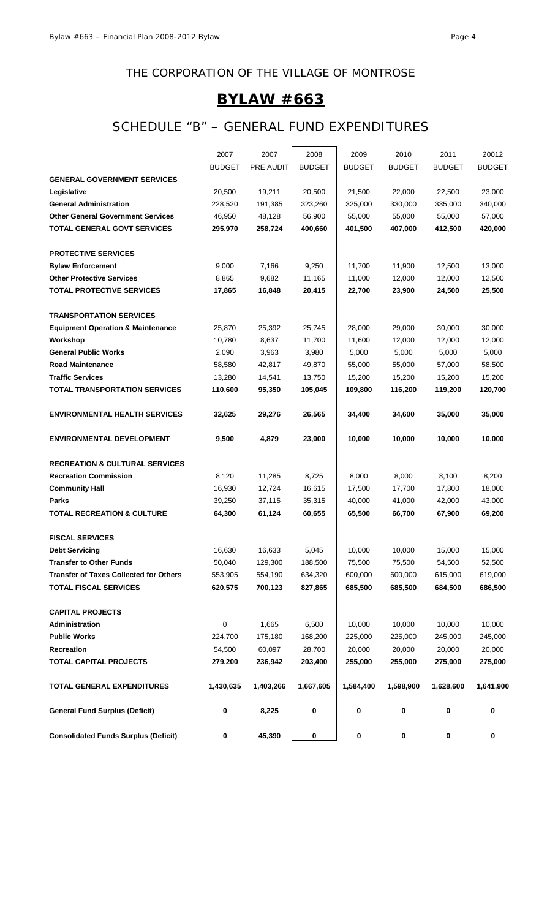## THE CORPORATION OF THE VILLAGE OF MONTROSE

# BYLAW #663

## SCHEDULE "B" – GENERAL FUND EXPENDITURES

| | 2007 BUDGET | 2007 PRE AUDIT | 2008 BUDGET | 2009 BUDGET | 2010 BUDGET | 2011 BUDGET | 20012 BUDGET |
|---|---|---|---|---|---|---|---|
| **GENERAL GOVERNMENT SERVICES** | | | | | | | |
| **Legislative** | 20,500 | 19,211 | 20,500 | 21,500 | 22,000 | 22,500 | 23,000 |
| **General Administration** | 228,520 | 191,385 | 323,260 | 325,000 | 330,000 | 335,000 | 340,000 |
| **Other General Government Services** | 46,950 | 48,128 | 56,900 | 55,000 | 55,000 | 55,000 | 57,000 |
| **TOTAL GENERAL GOVT SERVICES** | **295,970** | **258,724** | **400,660** | **401,500** | **407,000** | **412,500** | **420,000** |
| | | | | | | | |
| **PROTECTIVE SERVICES** | | | | | | | |
| **Bylaw Enforcement** | 9,000 | 7,166 | 9,250 | 11,700 | 11,900 | 12,500 | 13,000 |
| **Other Protective Services** | 8,865 | 9,682 | 11,165 | 11,000 | 12,000 | 12,000 | 12,500 |
| **TOTAL PROTECTIVE SERVICES** | **17,865** | **16,848** | **20,415** | **22,700** | **23,900** | **24,500** | **25,500** |
| | | | | | | | |
| **TRANSPORTATION SERVICES** | | | | | | | |
| **Equipment Operation & Maintenance** | 25,870 | 25,392 | 25,745 | 28,000 | 29,000 | 30,000 | 30,000 |
| **Workshop** | 10,780 | 8,637 | 11,700 | 11,600 | 12,000 | 12,000 | 12,000 |
| **General Public Works** | 2,090 | 3,963 | 3,980 | 5,000 | 5,000 | 5,000 | 5,000 |
| **Road Maintenance** | 58,580 | 42,817 | 49,870 | 55,000 | 55,000 | 57,000 | 58,500 |
| **Traffic Services** | 13,280 | 14,541 | 13,750 | 15,200 | 15,200 | 15,200 | 15,200 |
| **TOTAL TRANSPORTATION SERVICES** | **110,600** | **95,350** | **105,045** | **109,800** | **116,200** | **119,200** | **120,700** |
| | | | | | | | |
| **ENVIRONMENTAL HEALTH SERVICES** | **32,625** | **29,276** | **26,565** | **34,400** | **34,600** | **35,000** | **35,000** |
| | | | | | | | |
| **ENVIRONMENTAL DEVELOPMENT** | **9,500** | **4,879** | **23,000** | **10,000** | **10,000** | **10,000** | **10,000** |
| | | | | | | | |
| **RECREATION & CULTURAL SERVICES** | | | | | | | |
| **Recreation Commission** | 8,120 | 11,285 | 8,725 | 8,000 | 8,000 | 8,100 | 8,200 |
| **Community Hall** | 16,930 | 12,724 | 16,615 | 17,500 | 17,700 | 17,800 | 18,000 |
| **Parks** | 39,250 | 37,115 | 35,315 | 40,000 | 41,000 | 42,000 | 43,000 |
| **TOTAL RECREATION & CULTURE** | **64,300** | **61,124** | **60,655** | **65,500** | **66,700** | **67,900** | **69,200** |
| | | | | | | | |
| **FISCAL SERVICES** | | | | | | | |
| **Debt Servicing** | 16,630 | 16,633 | 5,045 | 10,000 | 10,000 | 15,000 | 15,000 |
| **Transfer to Other Funds** | 50,040 | 129,300 | 188,500 | 75,500 | 75,500 | 54,500 | 52,500 |
| **Transfer of Taxes Collected for Others** | 553,905 | 554,190 | 634,320 | 600,000 | 600,000 | 615,000 | 619,000 |
| **TOTAL FISCAL SERVICES** | **620,575** | **700,123** | **827,865** | **685,500** | **685,500** | **684,500** | **686,500** |
| | | | | | | | |
| **CAPITAL PROJECTS** | | | | | | | |
| **Administration** | 0 | 1,665 | 6,500 | 10,000 | 10,000 | 10,000 | 10,000 |
| **Public Works** | 224,700 | 175,180 | 168,200 | 225,000 | 225,000 | 245,000 | 245,000 |
| **Recreation** | 54,500 | 60,097 | 28,700 | 20,000 | 20,000 | 20,000 | 20,000 |
| **TOTAL CAPITAL PROJECTS** | **279,200** | **236,942** | **203,400** | **255,000** | **255,000** | **275,000** | **275,000** |
| | | | | | | | |
| **TOTAL GENERAL EXPENDITURES** | **1,430,635** | **1,403,266** | **1,667,605** | **1,584,400** | **1,598,900** | **1,628,600** | **1,641,900** |
| | | | | | | | |
| **General Fund Surplus (Deficit)** | **0** | **8,225** | **0** | **0** | **0** | **0** | **0** |
| | | | | | | | |
| **Consolidated Funds Surplus (Deficit)** | **0** | **45,390** | **0** | **0** | **0** | **0** | **0** |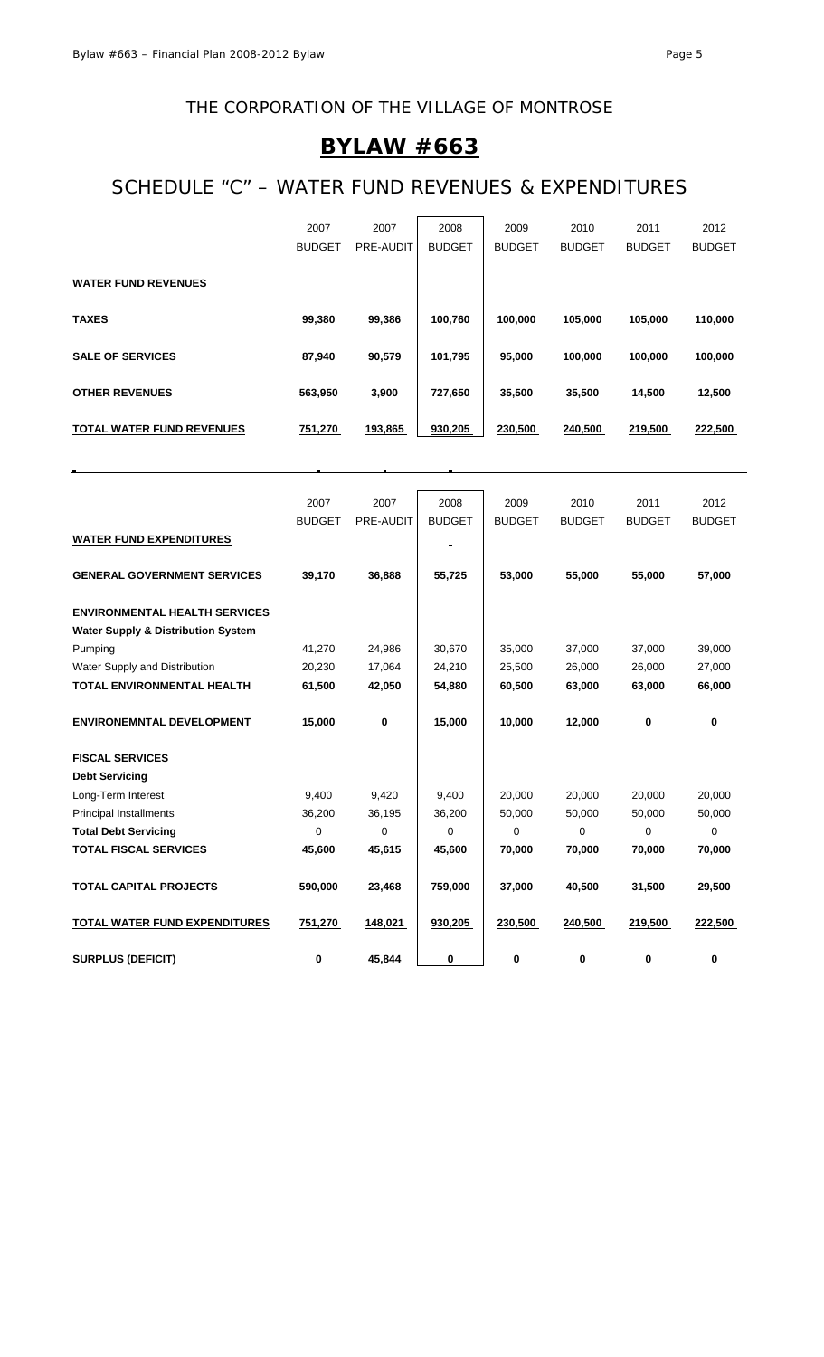## THE CORPORATION OF THE VILLAGE OF MONTROSE

# BYLAW #663

## SCHEDULE "C" – WATER FUND REVENUES & EXPENDITURES

| | 2007 BUDGET | 2007 PRE-AUDIT | 2008 BUDGET | 2009 BUDGET | 2010 BUDGET | 2011 BUDGET | 2012 BUDGET |
|---|---|---|---|---|---|---|---|
| **WATER FUND REVENUES** | | | | | | | |
| **TAXES** | **99,380** | **99,386** | **100,760** | **100,000** | **105,000** | **105,000** | **110,000** |
| **SALE OF SERVICES** | **87,940** | **90,579** | **101,795** | **95,000** | **100,000** | **100,000** | **100,000** |
| **OTHER REVENUES** | **563,950** | **3,900** | **727,650** | **35,500** | **35,500** | **14,500** | **12,500** |
| **TOTAL WATER FUND REVENUES** | **751,270** | **193,865** | **930,205** | **230,500** | **240,500** | **219,500** | **222,500** |

| | 2007 BUDGET | 2007 PRE-AUDIT | 2008 BUDGET | 2009 BUDGET | 2010 BUDGET | 2011 BUDGET | 2012 BUDGET |
|---|---|---|---|---|---|---|---|
| **WATER FUND EXPENDITURES** | | | - | | | | |
| **GENERAL GOVERNMENT SERVICES** | **39,170** | **36,888** | **55,725** | **53,000** | **55,000** | **55,000** | **57,000** |
| **ENVIRONMENTAL HEALTH SERVICES** | | | | | | | |
| **Water Supply & Distribution System** | | | | | | | |
| Pumping | 41,270 | 24,986 | 30,670 | 35,000 | 37,000 | 37,000 | 39,000 |
| Water Supply and Distribution | 20,230 | 17,064 | 24,210 | 25,500 | 26,000 | 26,000 | 27,000 |
| **TOTAL ENVIRONMENTAL HEALTH** | **61,500** | **42,050** | **54,880** | **60,500** | **63,000** | **63,000** | **66,000** |
| **ENVIRONEMNTAL DEVELOPMENT** | **15,000** | **0** | **15,000** | **10,000** | **12,000** | **0** | **0** |
| **FISCAL SERVICES** | | | | | | | |
| **Debt Servicing** | | | | | | | |
| Long-Term Interest | 9,400 | 9,420 | 9,400 | 20,000 | 20,000 | 20,000 | 20,000 |
| Principal Installments | 36,200 | 36,195 | 36,200 | 50,000 | 50,000 | 50,000 | 50,000 |
| **Total Debt Servicing** | 0 | 0 | 0 | 0 | 0 | 0 | 0 |
| **TOTAL FISCAL SERVICES** | **45,600** | **45,615** | **45,600** | **70,000** | **70,000** | **70,000** | **70,000** |
| **TOTAL CAPITAL PROJECTS** | **590,000** | **23,468** | **759,000** | **37,000** | **40,500** | **31,500** | **29,500** |
| **TOTAL WATER FUND EXPENDITURES** | **751,270** | **148,021** | **930,205** | **230,500** | **240,500** | **219,500** | **222,500** |
| **SURPLUS (DEFICIT)** | **0** | **45,844** | **0** | **0** | **0** | **0** | **0** |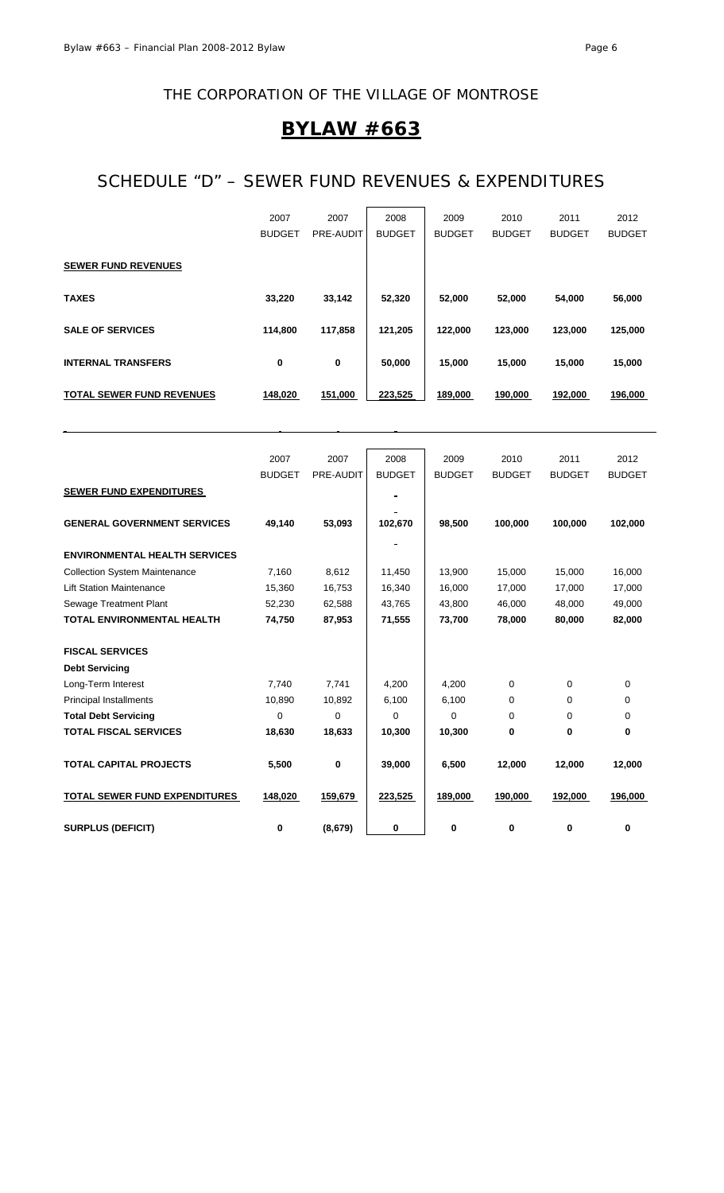## THE CORPORATION OF THE VILLAGE OF MONTROSE

# BYLAW #663

## SCHEDULE "D" – SEWER FUND REVENUES & EXPENDITURES

| | 2007 BUDGET | 2007 PRE-AUDIT | 2008 BUDGET | 2009 BUDGET | 2010 BUDGET | 2011 BUDGET | 2012 BUDGET |
|---|---|---|---|---|---|---|---|
| **SEWER FUND REVENUES** | | | | | | | |
| **TAXES** | **33,220** | **33,142** | **52,320** | **52,000** | **52,000** | **54,000** | **56,000** |
| **SALE OF SERVICES** | **114,800** | **117,858** | **121,205** | **122,000** | **123,000** | **123,000** | **125,000** |
| **INTERNAL TRANSFERS** | **0** | **0** | **50,000** | **15,000** | **15,000** | **15,000** | **15,000** |
| **TOTAL SEWER FUND REVENUES** | **148,020** | **151,000** | **223,525** | **189,000** | **190,000** | **192,000** | **196,000** |

| | 2007 BUDGET | 2007 PRE-AUDIT | 2008 BUDGET | 2009 BUDGET | 2010 BUDGET | 2011 BUDGET | 2012 BUDGET |
|---|---|---|---|---|---|---|---|
| **SEWER FUND EXPENDITURES** | | | - | | | | |
| **GENERAL GOVERNMENT SERVICES** | **49,140** | **53,093** | **102,670** | **98,500** | **100,000** | **100,000** | **102,000** |
| **ENVIRONMENTAL HEALTH SERVICES** | | | - | | | | |
| Collection System Maintenance | 7,160 | 8,612 | 11,450 | 13,900 | 15,000 | 15,000 | 16,000 |
| Lift Station Maintenance | 15,360 | 16,753 | 16,340 | 16,000 | 17,000 | 17,000 | 17,000 |
| Sewage Treatment Plant | 52,230 | 62,588 | 43,765 | 43,800 | 46,000 | 48,000 | 49,000 |
| **TOTAL ENVIRONMENTAL HEALTH** | **74,750** | **87,953** | **71,555** | **73,700** | **78,000** | **80,000** | **82,000** |
| **FISCAL SERVICES** | | | | | | | |
| **Debt Servicing** | | | | | | | |
| Long-Term Interest | 7,740 | 7,741 | 4,200 | 4,200 | 0 | 0 | 0 |
| Principal Installments | 10,890 | 10,892 | 6,100 | 6,100 | 0 | 0 | 0 |
| **Total Debt Servicing** | 0 | 0 | 0 | 0 | 0 | 0 | 0 |
| **TOTAL FISCAL SERVICES** | **18,630** | **18,633** | **10,300** | **10,300** | **0** | **0** | **0** |
| **TOTAL CAPITAL PROJECTS** | **5,500** | **0** | **39,000** | **6,500** | **12,000** | **12,000** | **12,000** |
| **TOTAL SEWER FUND EXPENDITURES** | **148,020** | **159,679** | **223,525** | **189,000** | **190,000** | **192,000** | **196,000** |
| **SURPLUS (DEFICIT)** | **0** | **(8,679)** | **0** | **0** | **0** | **0** | **0** |